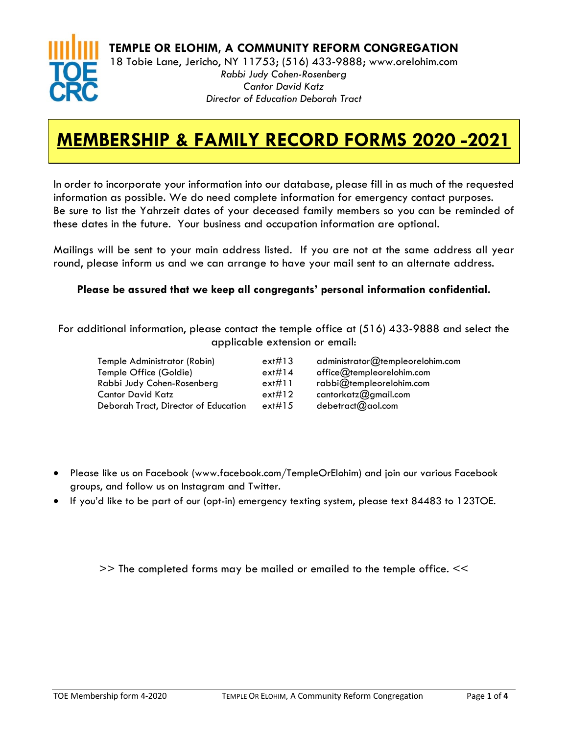**TEMPLE OR ELOHIM, A COMMUNITY REFORM CONGREGATION**

18 Tobie Lane, Jericho, NY 11753; (516) 433-9888; www.orelohim.com

*Rabbi Judy Cohen-Rosenberg*

*Cantor David Katz*

*Director of Education Deborah Tract*

# MEMBERSHIP & FAMILY RECORD FORMS 2020 -2021

In order to incorporate your information into our database, please fill in as much of the requested information as possible. We do need complete information for emergency contact purposes. Be sure to list the Yahrzeit dates of your deceased family members so you can be reminded of these dates in the future. Your business and occupation information are optional.

Mailings will be sent to your main address listed. If you are not at the same address all year round, please inform us and we can arrange to have your mail sent to an alternate address.

**Please be assured that we keep all congregants' personal information confidential.**

For additional information, please contact the temple office at (516) 433-9888 and select the applicable extension or email:

| | | |
|---|---|---|
| Temple Administrator (Robin) | ext#13 | administrator@templeorelohim.com |
| Temple Office (Goldie) | ext#14 | office@templeorelohim.com |
| Rabbi Judy Cohen-Rosenberg | ext#11 | rabbi@templeorelohim.com |
| Cantor David Katz | ext#12 | cantorkatz@gmail.com |
| Deborah Tract, Director of Education | ext#15 | debetract@aol.com |

- Please like us on Facebook (www.facebook.com/TempleOrElohim) and join our various Facebook groups, and follow us on Instagram and Twitter.
- If you'd like to be part of our (opt-in) emergency texting system, please text 84483 to 123TOE.

>> The completed forms may be mailed or emailed to the temple office. <<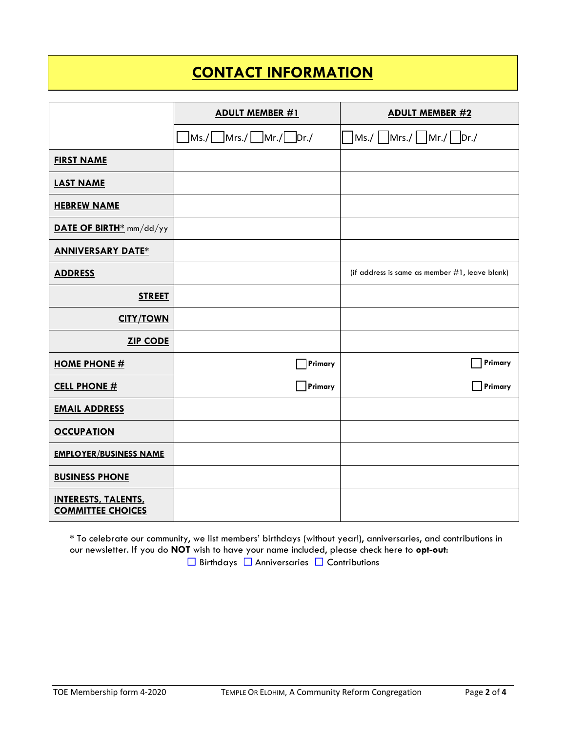# CONTACT INFORMATION

| | ADULT MEMBER #1 | ADULT MEMBER #2 |
|---|---|---|
| | ☐Ms./☐Mrs./☐Mr./☐Dr./ | ☐Ms./ ☐Mrs./ ☐Mr./ ☐Dr./ |
| **FIRST NAME** | | |
| **LAST NAME** | | |
| **HEBREW NAME** | | |
| **DATE OF BIRTH*** mm/dd/yy | | |
| **ANNIVERSARY DATE*** | | |
| **ADDRESS** | | (if address is same as member #1, leave blank) |
| **STREET** | | |
| **CITY/TOWN** | | |
| **ZIP CODE** | | |
| **HOME PHONE #** | ☐ Primary | ☐ Primary |
| **CELL PHONE #** | ☐ Primary | ☐ Primary |
| **EMAIL ADDRESS** | | |
| **OCCUPATION** | | |
| **EMPLOYER/BUSINESS NAME** | | |
| **BUSINESS PHONE** | | |
| **INTERESTS, TALENTS, COMMITTEE CHOICES** | | |

* To celebrate our community, we list members' birthdays (without year!), anniversaries, and contributions in our newsletter. If you do **NOT** wish to have your name included, please check here to **opt-out**:

☐ Birthdays ☐ Anniversaries ☐ Contributions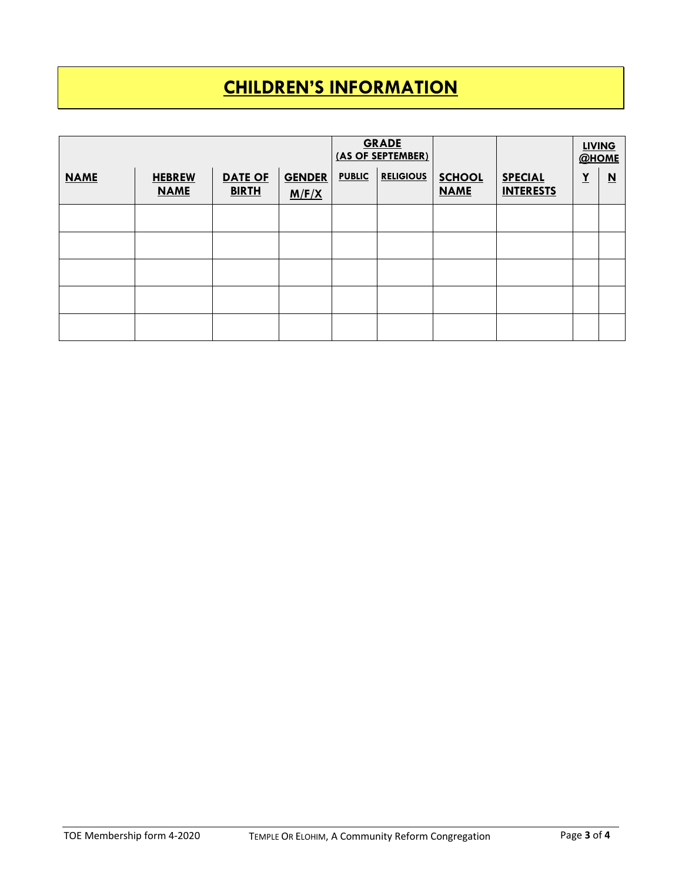# CHILDREN'S INFORMATION

| NAME | HEBREW NAME | DATE OF BIRTH | GENDER M/F/X | GRADE (AS OF SEPTEMBER) | | SCHOOL NAME | SPECIAL INTERESTS | LIVING @HOME | |
|---|---|---|---|---|---|---|---|---|---|
| | | | | PUBLIC | RELIGIOUS | | | Y | N |
| | | | | | | | | | |
| | | | | | | | | | |
| | | | | | | | | | |
| | | | | | | | | | |
| | | | | | | | | | |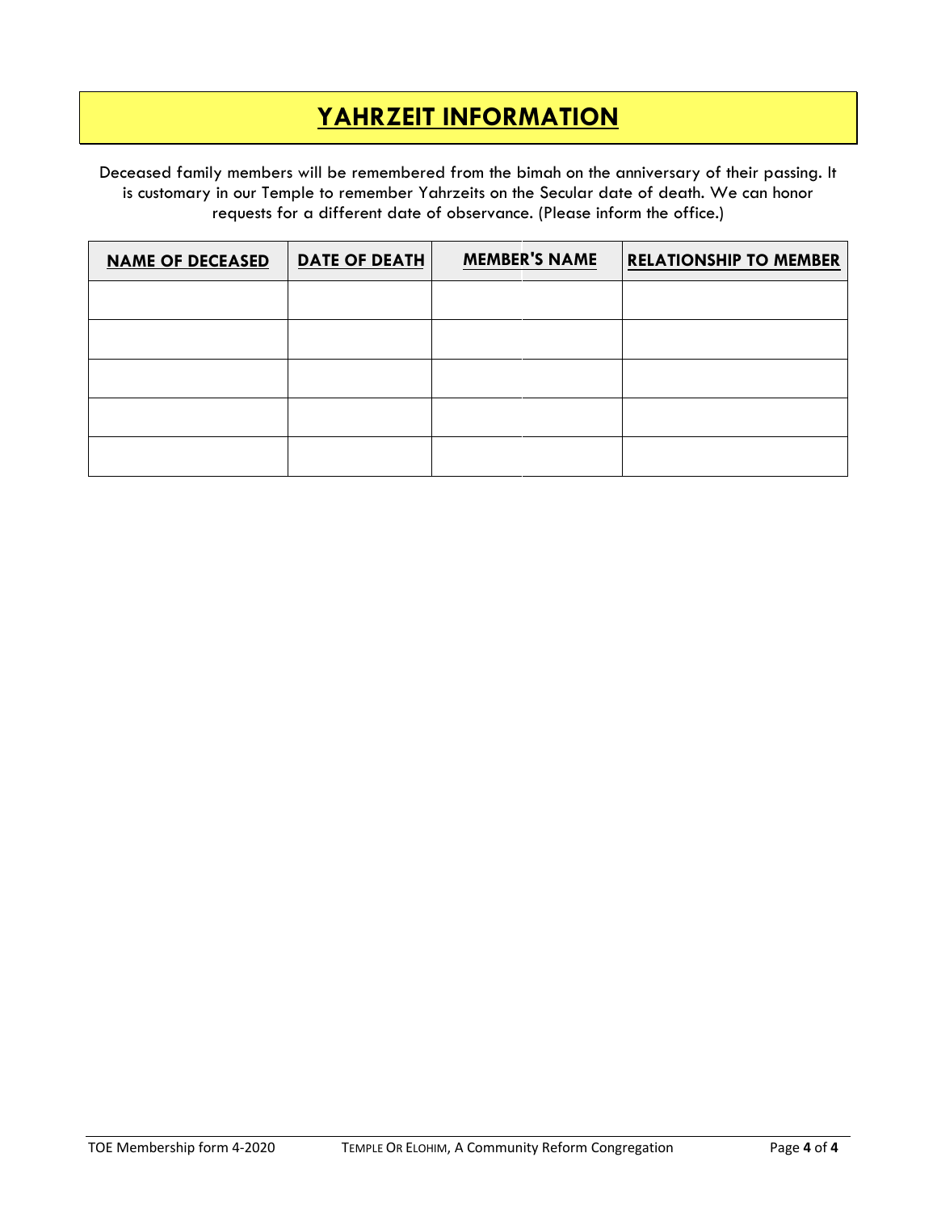# YAHRZEIT INFORMATION

Deceased family members will be remembered from the bimah on the anniversary of their passing. It is customary in our Temple to remember Yahrzeits on the Secular date of death. We can honor requests for a different date of observance. (Please inform the office.)

| NAME OF DECEASED | DATE OF DEATH | MEMBER'S NAME | RELATIONSHIP TO MEMBER |
|---|---|---|---|
| | | | |
| | | | |
| | | | |
| | | | |
| | | | |